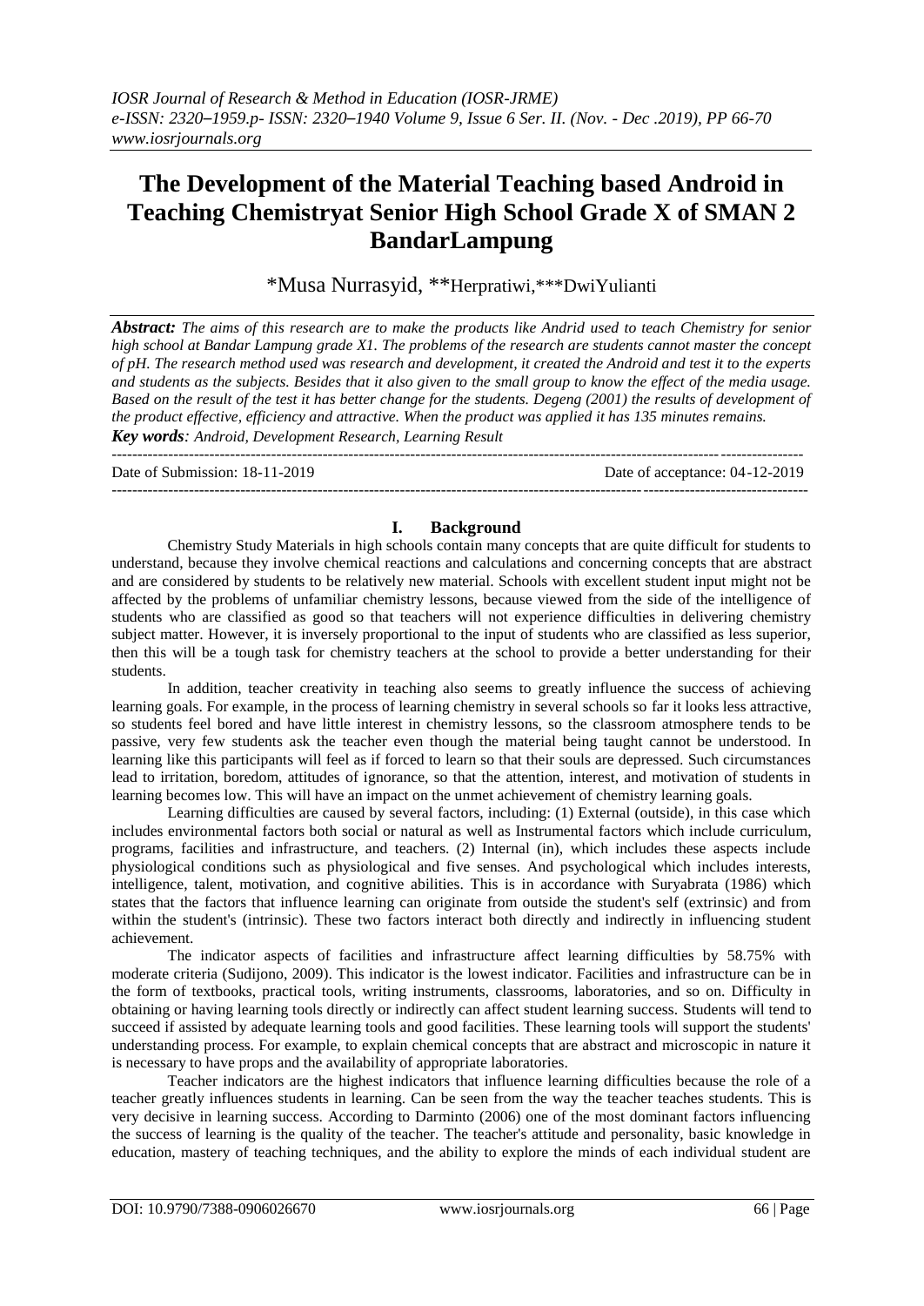# The Development of the Material Teaching based Android in Teaching Chemistryat Senior High School Grade X of SMAN 2 BandarLampung

*Musa Nurrasyid, **Herpratiwi,***DwiYulianti

***Abstract:*** *The aims of this research are to make the products like Andrid used to teach Chemistry for senior high school at Bandar Lampung grade X1. The problems of the research are students cannot master the concept of pH. The research method used was research and development, it created the Android and test it to the experts and students as the subjects. Besides that it also given to the small group to know the effect of the media usage. Based on the result of the test it has better change for the students. Degeng (2001) the results of development of the product effective, efficiency and attractive. When the product was applied it has 135 minutes remains.*

***Key words****: Android, Development Research, Learning Result*

Date of Submission: 18-11-2019 Date of acceptance: 04-12-2019

## I. Background

Chemistry Study Materials in high schools contain many concepts that are quite difficult for students to understand, because they involve chemical reactions and calculations and concerning concepts that are abstract and are considered by students to be relatively new material. Schools with excellent student input might not be affected by the problems of unfamiliar chemistry lessons, because viewed from the side of the intelligence of students who are classified as good so that teachers will not experience difficulties in delivering chemistry subject matter. However, it is inversely proportional to the input of students who are classified as less superior, then this will be a tough task for chemistry teachers at the school to provide a better understanding for their students.

In addition, teacher creativity in teaching also seems to greatly influence the success of achieving learning goals. For example, in the process of learning chemistry in several schools so far it looks less attractive, so students feel bored and have little interest in chemistry lessons, so the classroom atmosphere tends to be passive, very few students ask the teacher even though the material being taught cannot be understood. In learning like this participants will feel as if forced to learn so that their souls are depressed. Such circumstances lead to irritation, boredom, attitudes of ignorance, so that the attention, interest, and motivation of students in learning becomes low. This will have an impact on the unmet achievement of chemistry learning goals.

Learning difficulties are caused by several factors, including: (1) External (outside), in this case which includes environmental factors both social or natural as well as Instrumental factors which include curriculum, programs, facilities and infrastructure, and teachers. (2) Internal (in), which includes these aspects include physiological conditions such as physiological and five senses. And psychological which includes interests, intelligence, talent, motivation, and cognitive abilities. This is in accordance with Suryabrata (1986) which states that the factors that influence learning can originate from outside the student's self (extrinsic) and from within the student's (intrinsic). These two factors interact both directly and indirectly in influencing student achievement.

The indicator aspects of facilities and infrastructure affect learning difficulties by 58.75% with moderate criteria (Sudijono, 2009). This indicator is the lowest indicator. Facilities and infrastructure can be in the form of textbooks, practical tools, writing instruments, classrooms, laboratories, and so on. Difficulty in obtaining or having learning tools directly or indirectly can affect student learning success. Students will tend to succeed if assisted by adequate learning tools and good facilities. These learning tools will support the students' understanding process. For example, to explain chemical concepts that are abstract and microscopic in nature it is necessary to have props and the availability of appropriate laboratories.

Teacher indicators are the highest indicators that influence learning difficulties because the role of a teacher greatly influences students in learning. Can be seen from the way the teacher teaches students. This is very decisive in learning success. According to Darminto (2006) one of the most dominant factors influencing the success of learning is the quality of the teacher. The teacher's attitude and personality, basic knowledge in education, mastery of teaching techniques, and the ability to explore the minds of each individual student are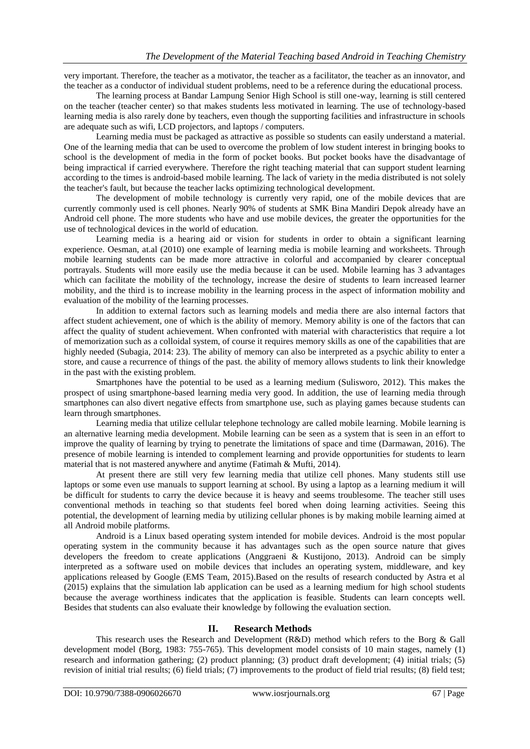very important. Therefore, the teacher as a motivator, the teacher as a facilitator, the teacher as an innovator, and the teacher as a conductor of individual student problems, need to be a reference during the educational process.

The learning process at Bandar Lampung Senior High School is still one-way, learning is still centered on the teacher (teacher center) so that makes students less motivated in learning. The use of technology-based learning media is also rarely done by teachers, even though the supporting facilities and infrastructure in schools are adequate such as wifi, LCD projectors, and laptops / computers.

Learning media must be packaged as attractive as possible so students can easily understand a material. One of the learning media that can be used to overcome the problem of low student interest in bringing books to school is the development of media in the form of pocket books. But pocket books have the disadvantage of being impractical if carried everywhere. Therefore the right teaching material that can support student learning according to the times is android-based mobile learning. The lack of variety in the media distributed is not solely the teacher's fault, but because the teacher lacks optimizing technological development.

The development of mobile technology is currently very rapid, one of the mobile devices that are currently commonly used is cell phones. Nearly 90% of students at SMK Bina Mandiri Depok already have an Android cell phone. The more students who have and use mobile devices, the greater the opportunities for the use of technological devices in the world of education.

Learning media is a hearing aid or vision for students in order to obtain a significant learning experience. Oesman, at.al (2010) one example of learning media is mobile learning and worksheets. Through mobile learning students can be made more attractive in colorful and accompanied by clearer conceptual portrayals. Students will more easily use the media because it can be used. Mobile learning has 3 advantages which can facilitate the mobility of the technology, increase the desire of students to learn increased learner mobility, and the third is to increase mobility in the learning process in the aspect of information mobility and evaluation of the mobility of the learning processes.

In addition to external factors such as learning models and media there are also internal factors that affect student achievement, one of which is the ability of memory. Memory ability is one of the factors that can affect the quality of student achievement. When confronted with material with characteristics that require a lot of memorization such as a colloidal system, of course it requires memory skills as one of the capabilities that are highly needed (Subagia, 2014: 23). The ability of memory can also be interpreted as a psychic ability to enter a store, and cause a recurrence of things of the past. the ability of memory allows students to link their knowledge in the past with the existing problem.

Smartphones have the potential to be used as a learning medium (Sulisworo, 2012). This makes the prospect of using smartphone-based learning media very good. In addition, the use of learning media through smartphones can also divert negative effects from smartphone use, such as playing games because students can learn through smartphones.

Learning media that utilize cellular telephone technology are called mobile learning. Mobile learning is an alternative learning media development. Mobile learning can be seen as a system that is seen in an effort to improve the quality of learning by trying to penetrate the limitations of space and time (Darmawan, 2016). The presence of mobile learning is intended to complement learning and provide opportunities for students to learn material that is not mastered anywhere and anytime (Fatimah & Mufti, 2014).

At present there are still very few learning media that utilize cell phones. Many students still use laptops or some even use manuals to support learning at school. By using a laptop as a learning medium it will be difficult for students to carry the device because it is heavy and seems troublesome. The teacher still uses conventional methods in teaching so that students feel bored when doing learning activities. Seeing this potential, the development of learning media by utilizing cellular phones is by making mobile learning aimed at all Android mobile platforms.

Android is a Linux based operating system intended for mobile devices. Android is the most popular operating system in the community because it has advantages such as the open source nature that gives developers the freedom to create applications (Anggraeni & Kustijono, 2013). Android can be simply interpreted as a software used on mobile devices that includes an operating system, middleware, and key applications released by Google (EMS Team, 2015).Based on the results of research conducted by Astra et al (2015) explains that the simulation lab application can be used as a learning medium for high school students because the average worthiness indicates that the application is feasible. Students can learn concepts well. Besides that students can also evaluate their knowledge by following the evaluation section.

## II. Research Methods

This research uses the Research and Development (R&D) method which refers to the Borg & Gall development model (Borg, 1983: 755-765). This development model consists of 10 main stages, namely (1) research and information gathering; (2) product planning; (3) product draft development; (4) initial trials; (5) revision of initial trial results; (6) field trials; (7) improvements to the product of field trial results; (8) field test;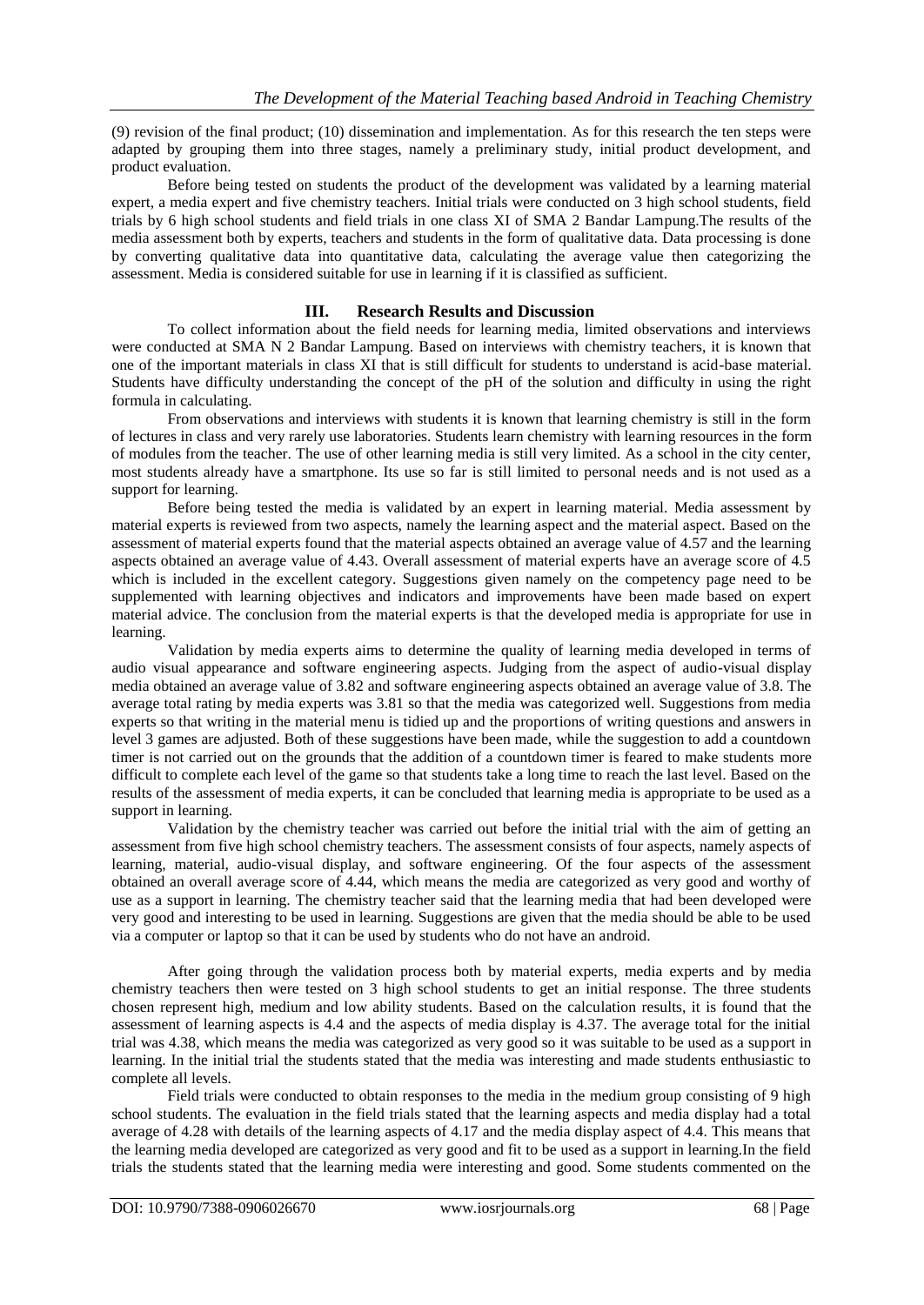(9) revision of the final product; (10) dissemination and implementation. As for this research the ten steps were adapted by grouping them into three stages, namely a preliminary study, initial product development, and product evaluation.

Before being tested on students the product of the development was validated by a learning material expert, a media expert and five chemistry teachers. Initial trials were conducted on 3 high school students, field trials by 6 high school students and field trials in one class XI of SMA 2 Bandar Lampung.The results of the media assessment both by experts, teachers and students in the form of qualitative data. Data processing is done by converting qualitative data into quantitative data, calculating the average value then categorizing the assessment. Media is considered suitable for use in learning if it is classified as sufficient.

## III. Research Results and Discussion

To collect information about the field needs for learning media, limited observations and interviews were conducted at SMA N 2 Bandar Lampung. Based on interviews with chemistry teachers, it is known that one of the important materials in class XI that is still difficult for students to understand is acid-base material. Students have difficulty understanding the concept of the pH of the solution and difficulty in using the right formula in calculating.

From observations and interviews with students it is known that learning chemistry is still in the form of lectures in class and very rarely use laboratories. Students learn chemistry with learning resources in the form of modules from the teacher. The use of other learning media is still very limited. As a school in the city center, most students already have a smartphone. Its use so far is still limited to personal needs and is not used as a support for learning.

Before being tested the media is validated by an expert in learning material. Media assessment by material experts is reviewed from two aspects, namely the learning aspect and the material aspect. Based on the assessment of material experts found that the material aspects obtained an average value of 4.57 and the learning aspects obtained an average value of 4.43. Overall assessment of material experts have an average score of 4.5 which is included in the excellent category. Suggestions given namely on the competency page need to be supplemented with learning objectives and indicators and improvements have been made based on expert material advice. The conclusion from the material experts is that the developed media is appropriate for use in learning.

Validation by media experts aims to determine the quality of learning media developed in terms of audio visual appearance and software engineering aspects. Judging from the aspect of audio-visual display media obtained an average value of 3.82 and software engineering aspects obtained an average value of 3.8. The average total rating by media experts was 3.81 so that the media was categorized well. Suggestions from media experts so that writing in the material menu is tidied up and the proportions of writing questions and answers in level 3 games are adjusted. Both of these suggestions have been made, while the suggestion to add a countdown timer is not carried out on the grounds that the addition of a countdown timer is feared to make students more difficult to complete each level of the game so that students take a long time to reach the last level. Based on the results of the assessment of media experts, it can be concluded that learning media is appropriate to be used as a support in learning.

Validation by the chemistry teacher was carried out before the initial trial with the aim of getting an assessment from five high school chemistry teachers. The assessment consists of four aspects, namely aspects of learning, material, audio-visual display, and software engineering. Of the four aspects of the assessment obtained an overall average score of 4.44, which means the media are categorized as very good and worthy of use as a support in learning. The chemistry teacher said that the learning media that had been developed were very good and interesting to be used in learning. Suggestions are given that the media should be able to be used via a computer or laptop so that it can be used by students who do not have an android.

After going through the validation process both by material experts, media experts and by media chemistry teachers then were tested on 3 high school students to get an initial response. The three students chosen represent high, medium and low ability students. Based on the calculation results, it is found that the assessment of learning aspects is 4.4 and the aspects of media display is 4.37. The average total for the initial trial was 4.38, which means the media was categorized as very good so it was suitable to be used as a support in learning. In the initial trial the students stated that the media was interesting and made students enthusiastic to complete all levels.

Field trials were conducted to obtain responses to the media in the medium group consisting of 9 high school students. The evaluation in the field trials stated that the learning aspects and media display had a total average of 4.28 with details of the learning aspects of 4.17 and the media display aspect of 4.4. This means that the learning media developed are categorized as very good and fit to be used as a support in learning.In the field trials the students stated that the learning media were interesting and good. Some students commented on the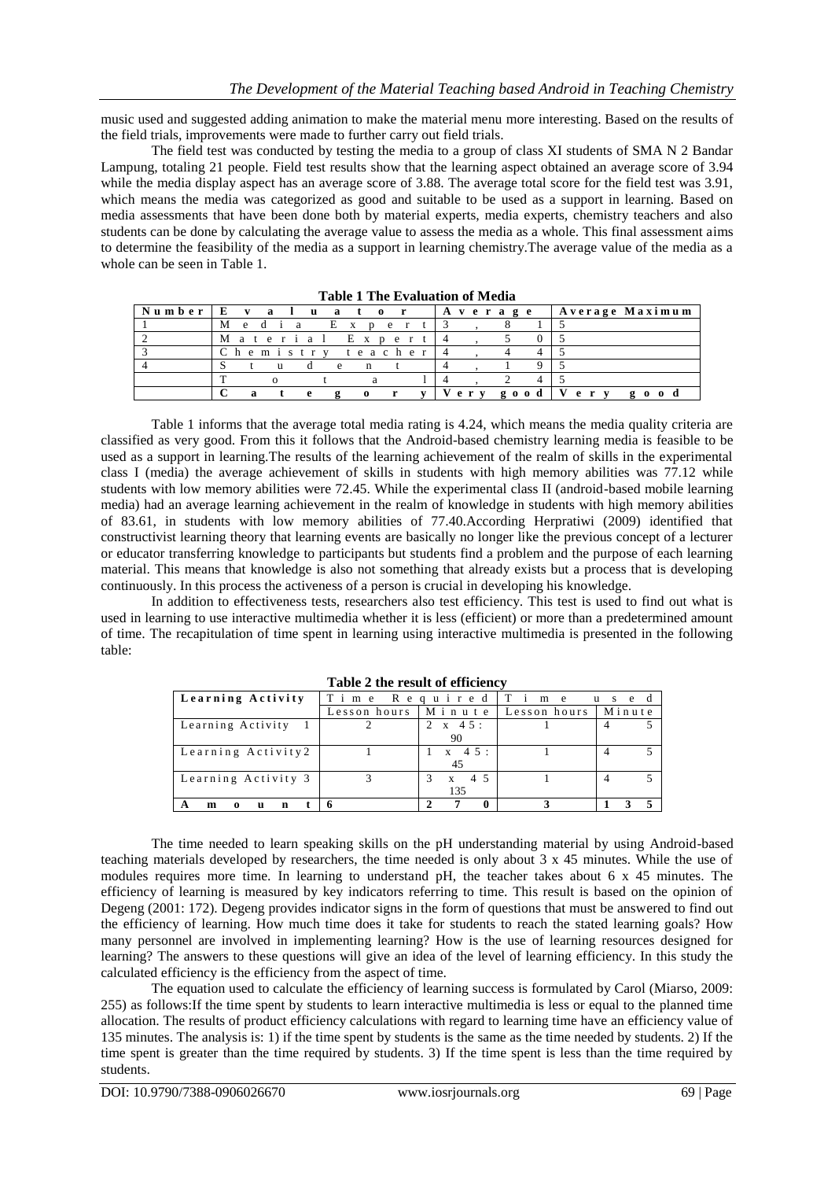music used and suggested adding animation to make the material menu more interesting. Based on the results of the field trials, improvements were made to further carry out field trials.

The field test was conducted by testing the media to a group of class XI students of SMA N 2 Bandar Lampung, totaling 21 people. Field test results show that the learning aspect obtained an average score of 3.94 while the media display aspect has an average score of 3.88. The average total score for the field test was 3.91, which means the media was categorized as good and suitable to be used as a support in learning. Based on media assessments that have been done both by material experts, media experts, chemistry teachers and also students can be done by calculating the average value to assess the media as a whole. This final assessment aims to determine the feasibility of the media as a support in learning chemistry.The average value of the media as a whole can be seen in Table 1.

**Table 1 The Evaluation of Media**

| Number | Evaluator | Average | Average Maximum |
|---|---|---|---|
| 1 | Media Expert | 3,81 | 5 |
| 2 | Material Expert | 4,50 | 5 |
| 3 | Chemistry teacher | 4,44 | 5 |
| 4 | Student | 4,19 | 5 |
| | Total | 4,24 | 5 |
| | **Category** | **Very good** | **Very good** |

Table 1 informs that the average total media rating is 4.24, which means the media quality criteria are classified as very good. From this it follows that the Android-based chemistry learning media is feasible to be used as a support in learning.The results of the learning achievement of the realm of skills in the experimental class I (media) the average achievement of skills in students with high memory abilities was 77.12 while students with low memory abilities were 72.45. While the experimental class II (android-based mobile learning media) had an average learning achievement in the realm of knowledge in students with high memory abilities of 83.61, in students with low memory abilities of 77.40.According Herpratiwi (2009) identified that constructivist learning theory that learning events are basically no longer like the previous concept of a lecturer or educator transferring knowledge to participants but students find a problem and the purpose of each learning material. This means that knowledge is also not something that already exists but a process that is developing continuously. In this process the activeness of a person is crucial in developing his knowledge.

In addition to effectiveness tests, researchers also test efficiency. This test is used to find out what is used in learning to use interactive multimedia whether it is less (efficient) or more than a predetermined amount of time. The recapitulation of time spent in learning using interactive multimedia is presented in the following table:

**Table 2 the result of efficiency**

| Learning Activity | Time Required | | Time used | |
|---|---|---|---|---|
| | Lesson hours | Minute | Lesson hours | Minute |
| Learning Activity 1 | 2 | 2 x 45: 90 | 1 | 45 |
| Learning Activity2 | 1 | 1 x 45: 45 | 1 | 45 |
| Learning Activity 3 | 3 | 3 x 45 135 | 1 | 45 |
| **Amount** | **6** | **270** | **3** | **135** |

The time needed to learn speaking skills on the pH understanding material by using Android-based teaching materials developed by researchers, the time needed is only about 3 x 45 minutes. While the use of modules requires more time. In learning to understand pH, the teacher takes about 6 x 45 minutes. The efficiency of learning is measured by key indicators referring to time. This result is based on the opinion of Degeng (2001: 172). Degeng provides indicator signs in the form of questions that must be answered to find out the efficiency of learning. How much time does it take for students to reach the stated learning goals? How many personnel are involved in implementing learning? How is the use of learning resources designed for learning? The answers to these questions will give an idea of the level of learning efficiency. In this study the calculated efficiency is the efficiency from the aspect of time.

The equation used to calculate the efficiency of learning success is formulated by Carol (Miarso, 2009: 255) as follows:If the time spent by students to learn interactive multimedia is less or equal to the planned time allocation. The results of product efficiency calculations with regard to learning time have an efficiency value of 135 minutes. The analysis is: 1) if the time spent by students is the same as the time needed by students. 2) If the time spent is greater than the time required by students. 3) If the time spent is less than the time required by students.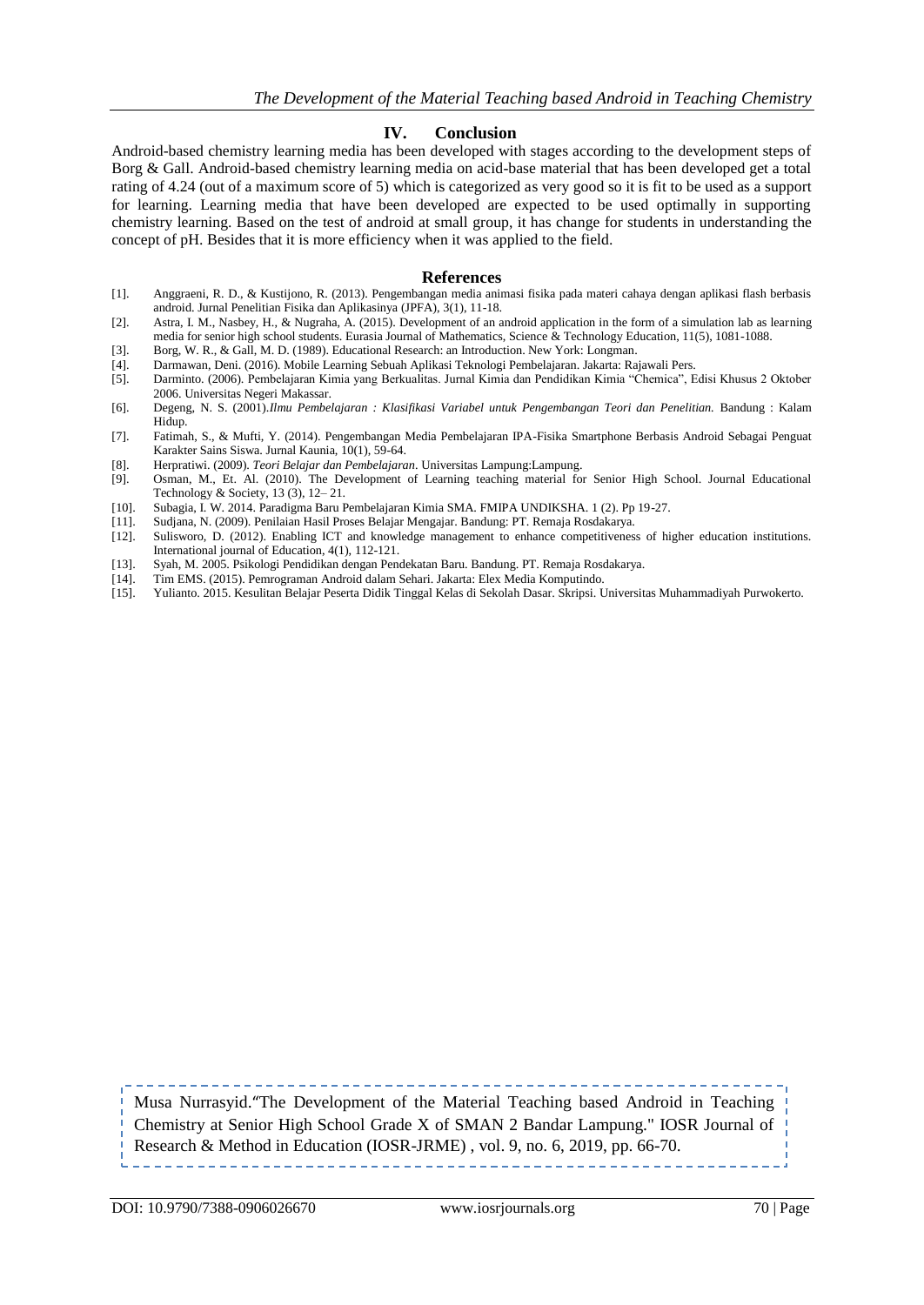## IV. Conclusion

Android-based chemistry learning media has been developed with stages according to the development steps of Borg & Gall. Android-based chemistry learning media on acid-base material that has been developed get a total rating of 4.24 (out of a maximum score of 5) which is categorized as very good so it is fit to be used as a support for learning. Learning media that have been developed are expected to be used optimally in supporting chemistry learning. Based on the test of android at small group, it has change for students in understanding the concept of pH. Besides that it is more efficiency when it was applied to the field.

## References

[1]. Anggraeni, R. D., & Kustijono, R. (2013). Pengembangan media animasi fisika pada materi cahaya dengan aplikasi flash berbasis android. Jurnal Penelitian Fisika dan Aplikasinya (JPFA), 3(1), 11-18.

[2]. Astra, I. M., Nasbey, H., & Nugraha, A. (2015). Development of an android application in the form of a simulation lab as learning media for senior high school students. Eurasia Journal of Mathematics, Science & Technology Education, 11(5), 1081-1088.

[3]. Borg, W. R., & Gall, M. D. (1989). Educational Research: an Introduction. New York: Longman.

[4]. Darmawan, Deni. (2016). Mobile Learning Sebuah Aplikasi Teknologi Pembelajaran. Jakarta: Rajawali Pers.

[5]. Darminto. (2006). Pembelajaran Kimia yang Berkualitas. Jurnal Kimia dan Pendidikan Kimia "Chemica", Edisi Khusus 2 Oktober 2006. Universitas Negeri Makassar.

[6]. Degeng, N. S. (2001).*Ilmu Pembelajaran : Klasifikasi Variabel untuk Pengembangan Teori dan Penelitian.* Bandung : Kalam Hidup.

[7]. Fatimah, S., & Mufti, Y. (2014). Pengembangan Media Pembelajaran IPA-Fisika Smartphone Berbasis Android Sebagai Penguat Karakter Sains Siswa. Jurnal Kaunia, 10(1), 59-64.

[8]. Herpratiwi. (2009). *Teori Belajar dan Pembelajaran*. Universitas Lampung:Lampung.

[9]. Osman, M., Et. Al. (2010). The Development of Learning teaching material for Senior High School. Journal Educational Technology & Society, 13 (3), 12– 21.

[10]. Subagia, I. W. 2014. Paradigma Baru Pembelajaran Kimia SMA. FMIPA UNDIKSHA. 1 (2). Pp 19-27.

[11]. Sudjana, N. (2009). Penilaian Hasil Proses Belajar Mengajar. Bandung: PT. Remaja Rosdakarya.

[12]. Sulisworo, D. (2012). Enabling ICT and knowledge management to enhance competitiveness of higher education institutions. International journal of Education, 4(1), 112-121.

[13]. Syah, M. 2005. Psikologi Pendidikan dengan Pendekatan Baru. Bandung. PT. Remaja Rosdakarya.

[14]. Tim EMS. (2015). Pemrograman Android dalam Sehari. Jakarta: Elex Media Komputindo.

[15]. Yulianto. 2015. Kesulitan Belajar Peserta Didik Tinggal Kelas di Sekolah Dasar. Skripsi. Universitas Muhammadiyah Purwokerto.

Musa Nurrasyid."The Development of the Material Teaching based Android in Teaching Chemistry at Senior High School Grade X of SMAN 2 Bandar Lampung." IOSR Journal of Research & Method in Education (IOSR-JRME) , vol. 9, no. 6, 2019, pp. 66-70.